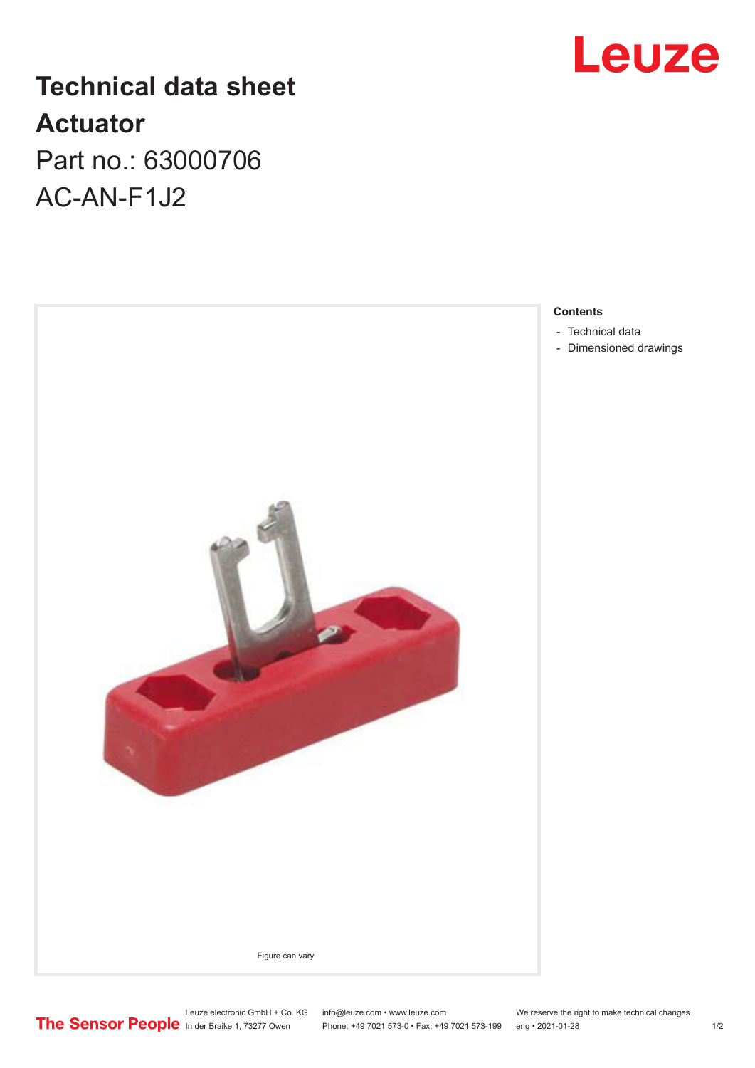# Technical data sheet
# Actuator

Part no.: 63000706

AC-AN-F1J2

Figure can vary

**Contents**

- Technical data
- Dimensioned drawings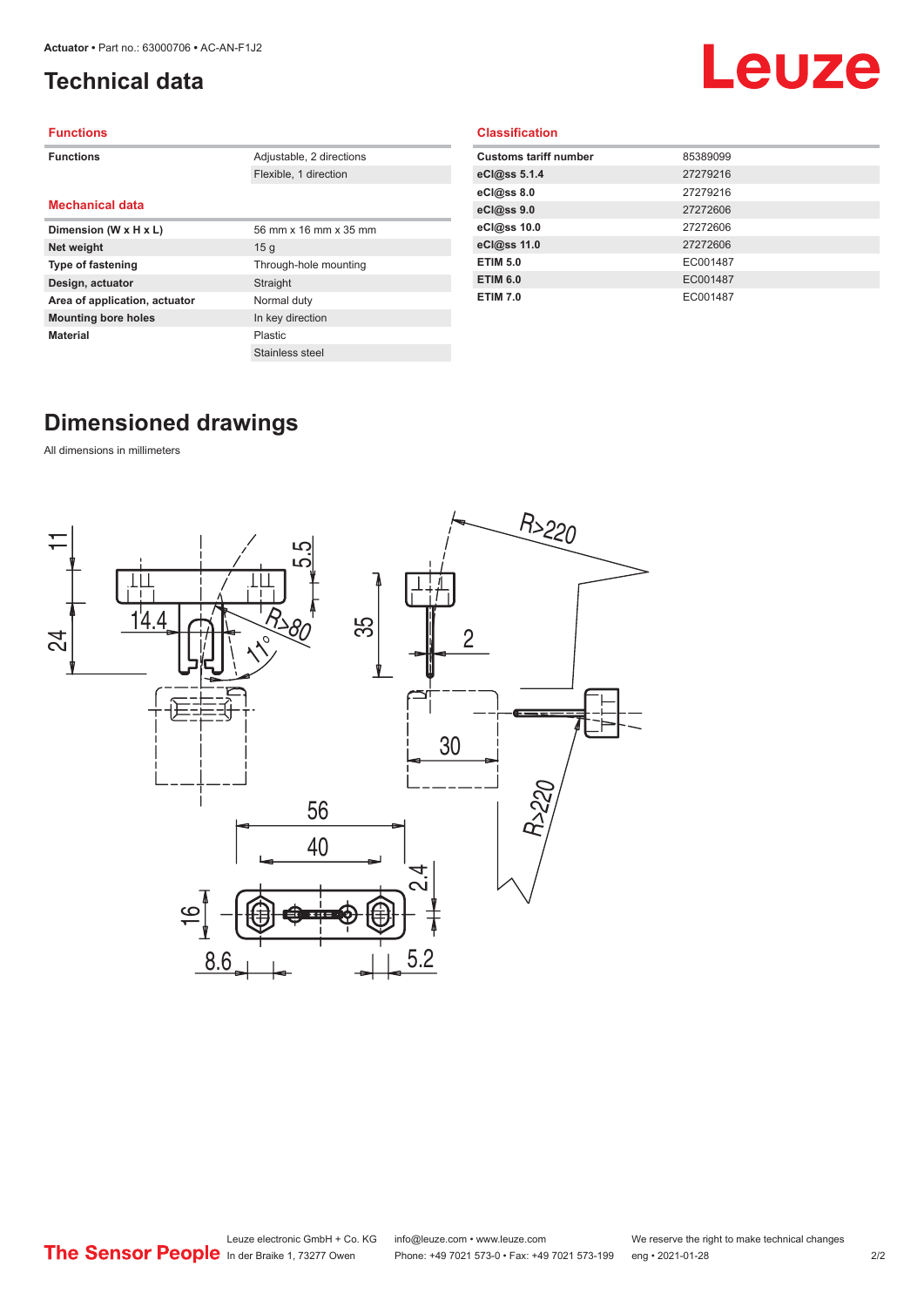Actuator • Part no.: 63000706 • AC-AN-F1J2

# Technical data

## Functions

| | |
|---|---|
| **Functions** | Adjustable, 2 directions |
| | Flexible, 1 direction |

## Mechanical data

| | |
|---|---|
| **Dimension (W x H x L)** | 56 mm x 16 mm x 35 mm |
| **Net weight** | 15 g |
| **Type of fastening** | Through-hole mounting |
| **Design, actuator** | Straight |
| **Area of application, actuator** | Normal duty |
| **Mounting bore holes** | In key direction |
| **Material** | Plastic |
| | Stainless steel |

## Classification

| | |
|---|---|
| **Customs tariff number** | 85389099 |
| **eCl@ss 5.1.4** | 27279216 |
| **eCl@ss 8.0** | 27279216 |
| **eCl@ss 9.0** | 27272606 |
| **eCl@ss 10.0** | 27272606 |
| **eCl@ss 11.0** | 27272606 |
| **ETIM 5.0** | EC001487 |
| **ETIM 6.0** | EC001487 |
| **ETIM 7.0** | EC001487 |

# Dimensioned drawings

All dimensions in millimeters

11
5.5
24
14.4
R>80
11°
35
2
R>220
30
R>220
56
40
2.4
16
8.6
5.2